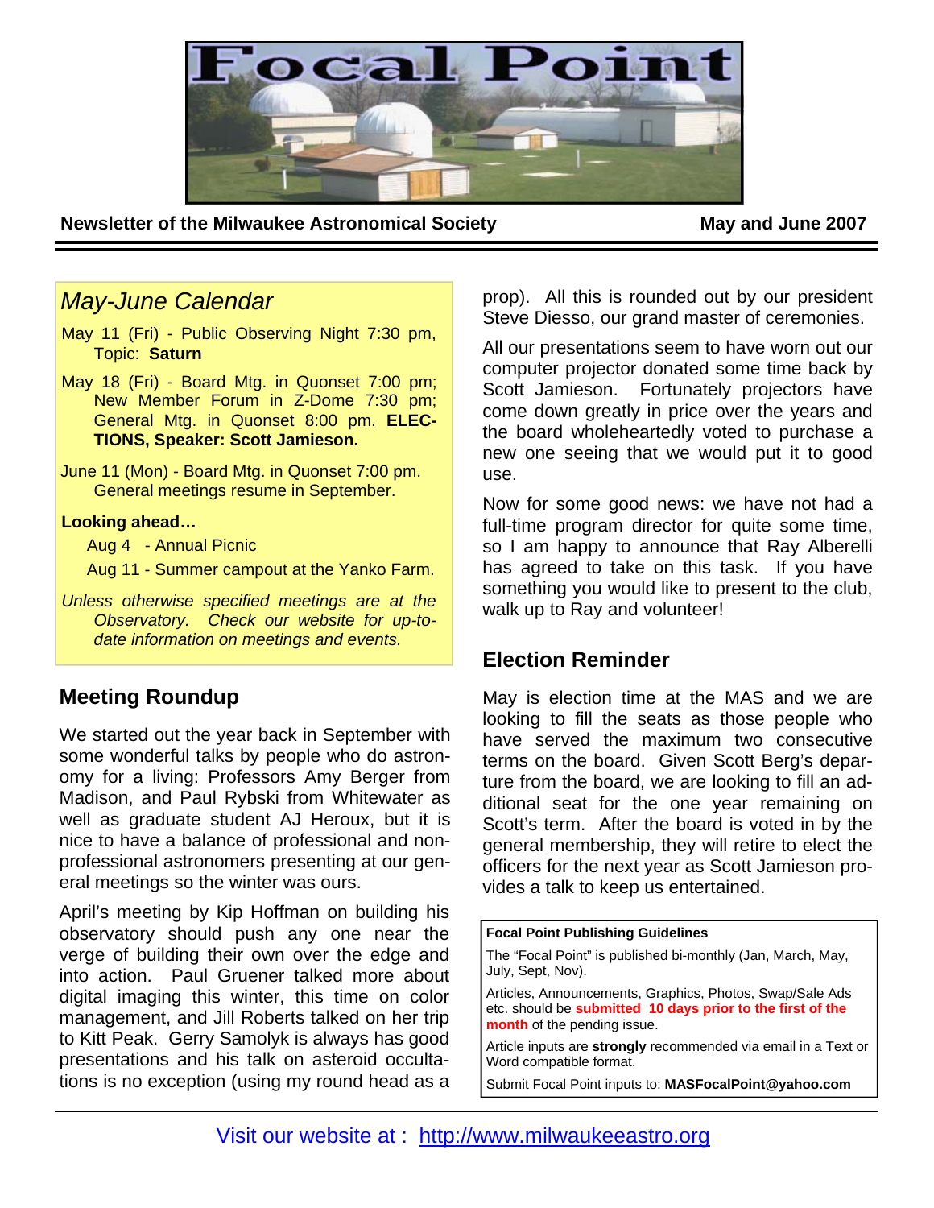# Focal Point

**Newsletter of the Milwaukee Astronomical Society** **May and June 2007**

## *May-June Calendar*

May 11 (Fri) - Public Observing Night 7:30 pm, Topic: **Saturn**

May 18 (Fri) - Board Mtg. in Quonset 7:00 pm; New Member Forum in Z-Dome 7:30 pm; General Mtg. in Quonset 8:00 pm. **ELECTIONS, Speaker: Scott Jamieson.**

June 11 (Mon) - Board Mtg. in Quonset 7:00 pm. General meetings resume in September.

**Looking ahead…**

Aug 4 - Annual Picnic

Aug 11 - Summer campout at the Yanko Farm.

*Unless otherwise specified meetings are at the Observatory. Check our website for up-to-date information on meetings and events.*

## Meeting Roundup

We started out the year back in September with some wonderful talks by people who do astronomy for a living: Professors Amy Berger from Madison, and Paul Rybski from Whitewater as well as graduate student AJ Heroux, but it is nice to have a balance of professional and non-professional astronomers presenting at our general meetings so the winter was ours.

April's meeting by Kip Hoffman on building his observatory should push any one near the verge of building their own over the edge and into action. Paul Gruener talked more about digital imaging this winter, this time on color management, and Jill Roberts talked on her trip to Kitt Peak. Gerry Samolyk is always has good presentations and his talk on asteroid occultations is no exception (using my round head as a prop). All this is rounded out by our president Steve Diesso, our grand master of ceremonies.

All our presentations seem to have worn out our computer projector donated some time back by Scott Jamieson. Fortunately projectors have come down greatly in price over the years and the board wholeheartedly voted to purchase a new one seeing that we would put it to good use.

Now for some good news: we have not had a full-time program director for quite some time, so I am happy to announce that Ray Alberelli has agreed to take on this task. If you have something you would like to present to the club, walk up to Ray and volunteer!

## Election Reminder

May is election time at the MAS and we are looking to fill the seats as those people who have served the maximum two consecutive terms on the board. Given Scott Berg's departure from the board, we are looking to fill an additional seat for the one year remaining on Scott's term. After the board is voted in by the general membership, they will retire to elect the officers for the next year as Scott Jamieson provides a talk to keep us entertained.

**Focal Point Publishing Guidelines**

The "Focal Point" is published bi-monthly (Jan, March, May, July, Sept, Nov).

Articles, Announcements, Graphics, Photos, Swap/Sale Ads etc. should be **submitted 10 days prior to the first of the month** of the pending issue.

Article inputs are **strongly** recommended via email in a Text or Word compatible format.

Submit Focal Point inputs to: **MASFocalPoint@yahoo.com**

Visit our website at : http://www.milwaukeeastro.org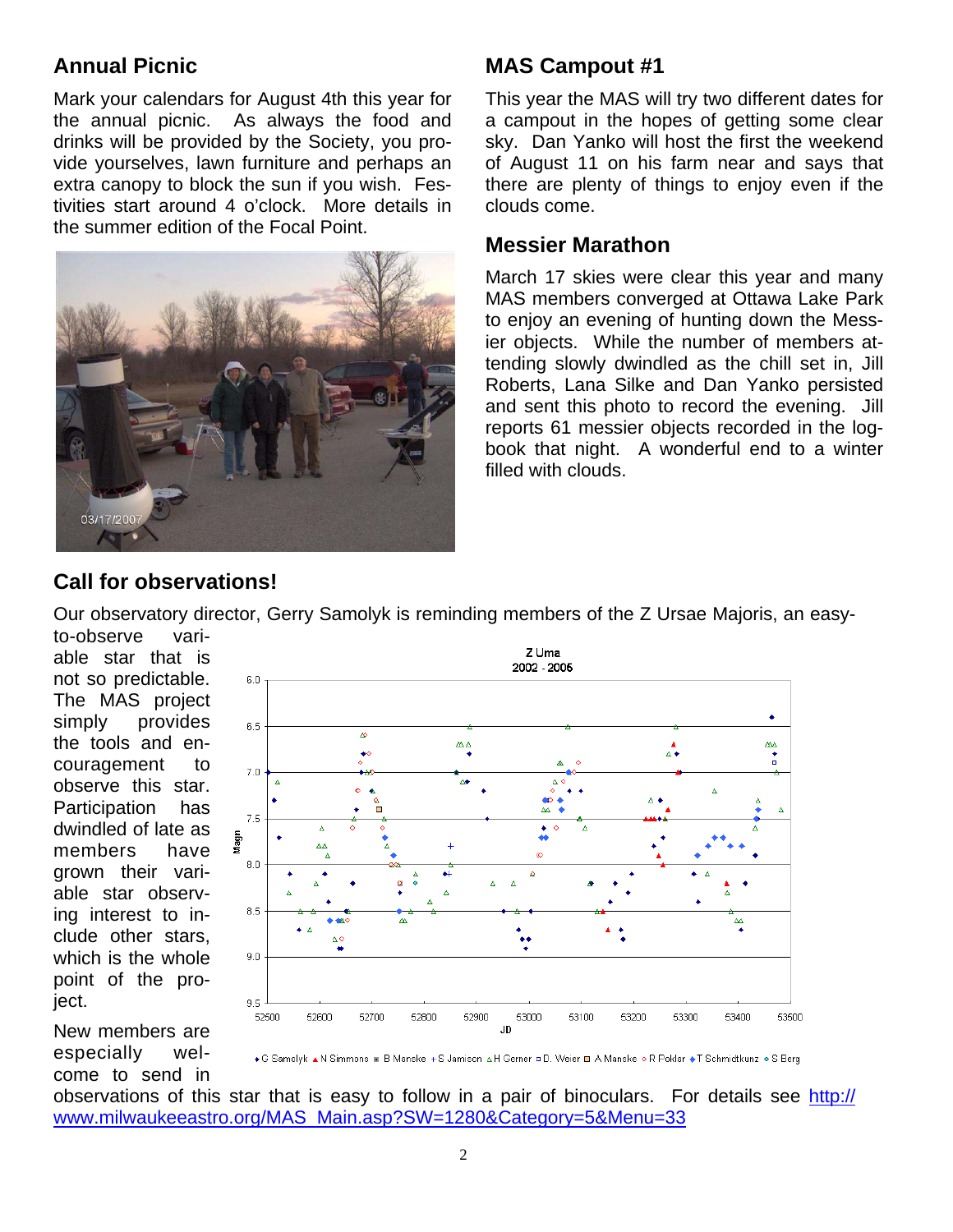## Annual Picnic

Mark your calendars for August 4th this year for the annual picnic. As always the food and drinks will be provided by the Society, you provide yourselves, lawn furniture and perhaps an extra canopy to block the sun if you wish. Festivities start around 4 o'clock. More details in the summer edition of the Focal Point.

## MAS Campout #1

This year the MAS will try two different dates for a campout in the hopes of getting some clear sky. Dan Yanko will host the first the weekend of August 11 on his farm near and says that there are plenty of things to enjoy even if the clouds come.

## Messier Marathon

March 17 skies were clear this year and many MAS members converged at Ottawa Lake Park to enjoy an evening of hunting down the Messier objects. While the number of members attending slowly dwindled as the chill set in, Jill Roberts, Lana Silke and Dan Yanko persisted and sent this photo to record the evening. Jill reports 61 messier objects recorded in the logbook that night. A wonderful end to a winter filled with clouds.

## Call for observations!

Our observatory director, Gerry Samolyk is reminding members of the Z Ursae Majoris, an easy-to-observe variable star that is not so predictable. The MAS project simply provides the tools and encouragement to observe this star. Participation has dwindled of late as members have grown their variable star observing interest to include other stars, which is the whole point of the project.

New members are especially welcome to send in observations of this star that is easy to follow in a pair of binoculars. For details see http://www.milwaukeeastro.org/MAS_Main.asp?SW=1280&Category=5&Menu=33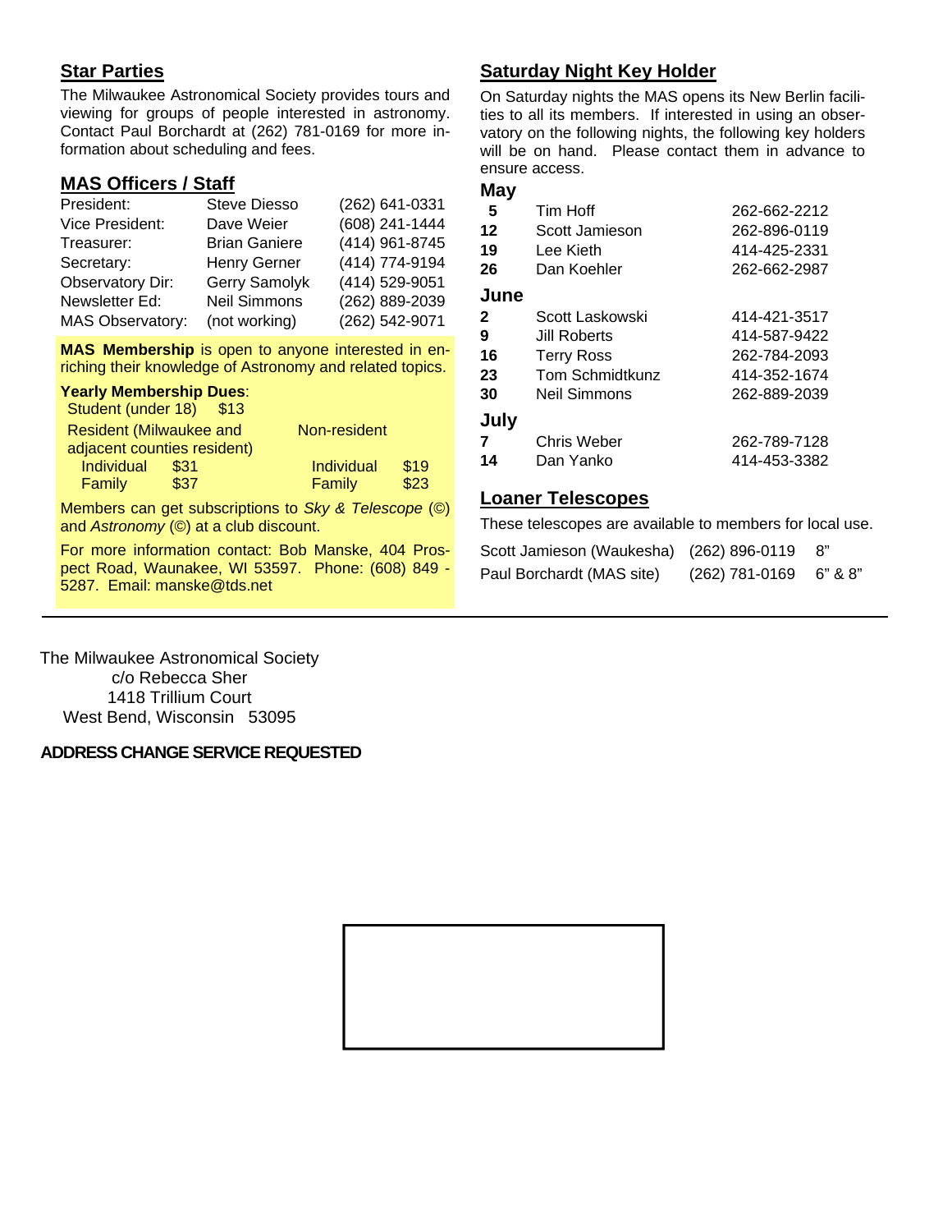## Star Parties

The Milwaukee Astronomical Society provides tours and viewing for groups of people interested in astronomy. Contact Paul Borchardt at (262) 781-0169 for more information about scheduling and fees.

## MAS Officers / Staff

| | | |
|---|---|---|
| President: | Steve Diesso | (262) 641-0331 |
| Vice President: | Dave Weier | (608) 241-1444 |
| Treasurer: | Brian Ganiere | (414) 961-8745 |
| Secretary: | Henry Gerner | (414) 774-9194 |
| Observatory Dir: | Gerry Samolyk | (414) 529-9051 |
| Newsletter Ed: | Neil Simmons | (262) 889-2039 |
| MAS Observatory: | (not working) | (262) 542-9071 |

**MAS Membership** is open to anyone interested in enriching their knowledge of Astronomy and related topics.

**Yearly Membership Dues**:

Student (under 18) $13

| Resident (Milwaukee and adjacent counties resident) | | Non-resident | |
|---|---|---|---|
| Individual | $31 | Individual | $19 |
| Family | $37 | Family | $23 |

Members can get subscriptions to *Sky & Telescope* (©) and *Astronomy* (©) at a club discount.

For more information contact: Bob Manske, 404 Prospect Road, Waunakee, WI 53597. Phone: (608) 849 - 5287. Email: manske@tds.net

## Saturday Night Key Holder

On Saturday nights the MAS opens its New Berlin facilities to all its members. If interested in using an observatory on the following nights, the following key holders will be on hand. Please contact them in advance to ensure access.

**May**

| | | |
|---|---|---|
| **5** | Tim Hoff | 262-662-2212 |
| **12** | Scott Jamieson | 262-896-0119 |
| **19** | Lee Kieth | 414-425-2331 |
| **26** | Dan Koehler | 262-662-2987 |

**June**

| | | |
|---|---|---|
| **2** | Scott Laskowski | 414-421-3517 |
| **9** | Jill Roberts | 414-587-9422 |
| **16** | Terry Ross | 262-784-2093 |
| **23** | Tom Schmidtkunz | 414-352-1674 |
| **30** | Neil Simmons | 262-889-2039 |

**July**

| | | |
|---|---|---|
| **7** | Chris Weber | 262-789-7128 |
| **14** | Dan Yanko | 414-453-3382 |

## Loaner Telescopes

These telescopes are available to members for local use.

| | | |
|---|---|---|
| Scott Jamieson (Waukesha) | (262) 896-0119 | 8" |
| Paul Borchardt (MAS site) | (262) 781-0169 | 6" & 8" |

---

The Milwaukee Astronomical Society
c/o Rebecca Sher
1418 Trillium Court
West Bend, Wisconsin 53095

**ADDRESS CHANGE SERVICE REQUESTED**